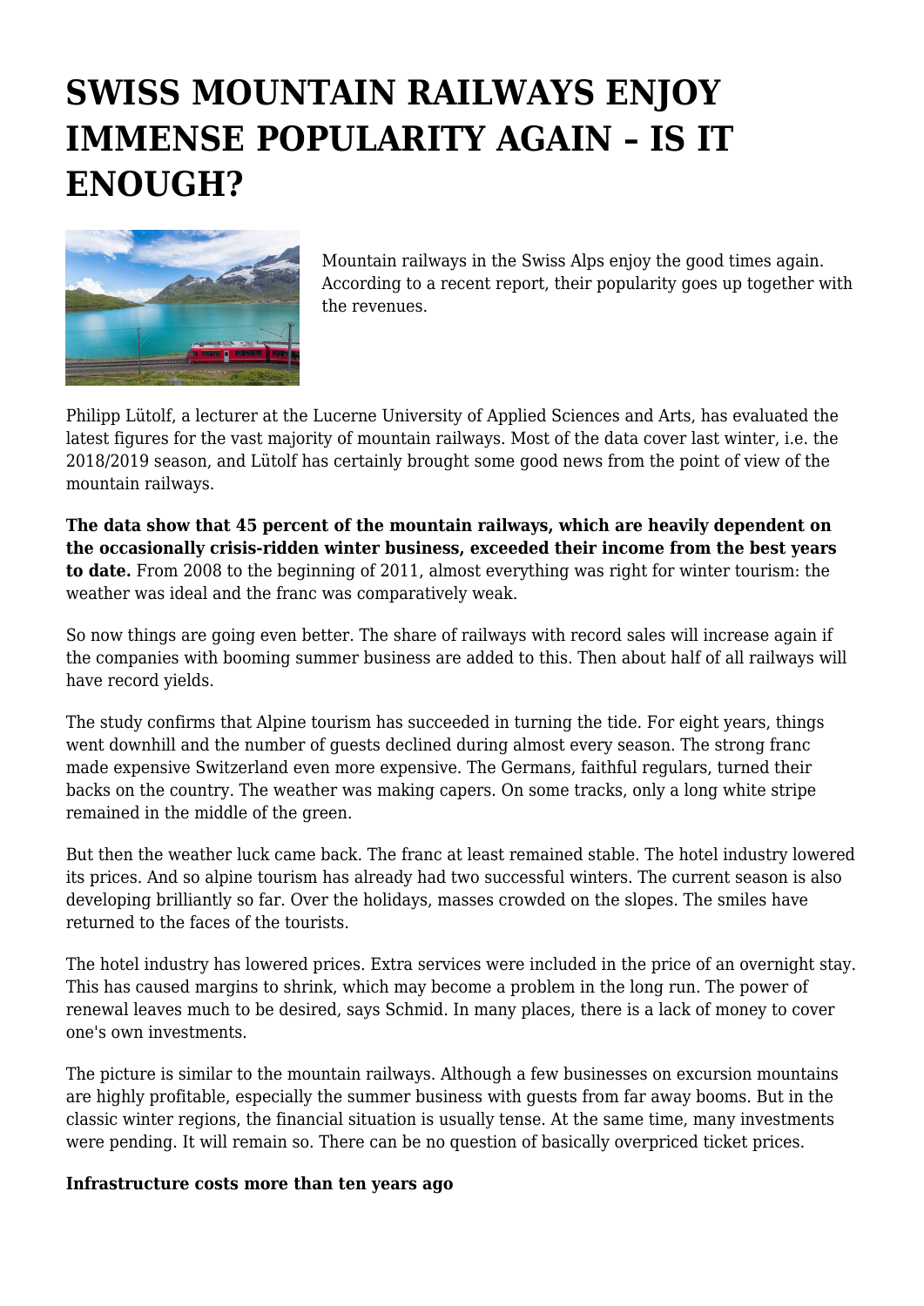# SWISS MOUNTAIN RAILWAYS ENJOY IMMENSE POPULARITY AGAIN – IS IT ENOUGH?

Mountain railways in the Swiss Alps enjoy the good times again. According to a recent report, their popularity goes up together with the revenues.

Philipp Lütolf, a lecturer at the Lucerne University of Applied Sciences and Arts, has evaluated the latest figures for the vast majority of mountain railways. Most of the data cover last winter, i.e. the 2018/2019 season, and Lütolf has certainly brought some good news from the point of view of the mountain railways.

**The data show that 45 percent of the mountain railways, which are heavily dependent on the occasionally crisis-ridden winter business, exceeded their income from the best years to date.** From 2008 to the beginning of 2011, almost everything was right for winter tourism: the weather was ideal and the franc was comparatively weak.

So now things are going even better. The share of railways with record sales will increase again if the companies with booming summer business are added to this. Then about half of all railways will have record yields.

The study confirms that Alpine tourism has succeeded in turning the tide. For eight years, things went downhill and the number of guests declined during almost every season. The strong franc made expensive Switzerland even more expensive. The Germans, faithful regulars, turned their backs on the country. The weather was making capers. On some tracks, only a long white stripe remained in the middle of the green.

But then the weather luck came back. The franc at least remained stable. The hotel industry lowered its prices. And so alpine tourism has already had two successful winters. The current season is also developing brilliantly so far. Over the holidays, masses crowded on the slopes. The smiles have returned to the faces of the tourists.

The hotel industry has lowered prices. Extra services were included in the price of an overnight stay. This has caused margins to shrink, which may become a problem in the long run. The power of renewal leaves much to be desired, says Schmid. In many places, there is a lack of money to cover one's own investments.

The picture is similar to the mountain railways. Although a few businesses on excursion mountains are highly profitable, especially the summer business with guests from far away booms. But in the classic winter regions, the financial situation is usually tense. At the same time, many investments were pending. It will remain so. There can be no question of basically overpriced ticket prices.

**Infrastructure costs more than ten years ago**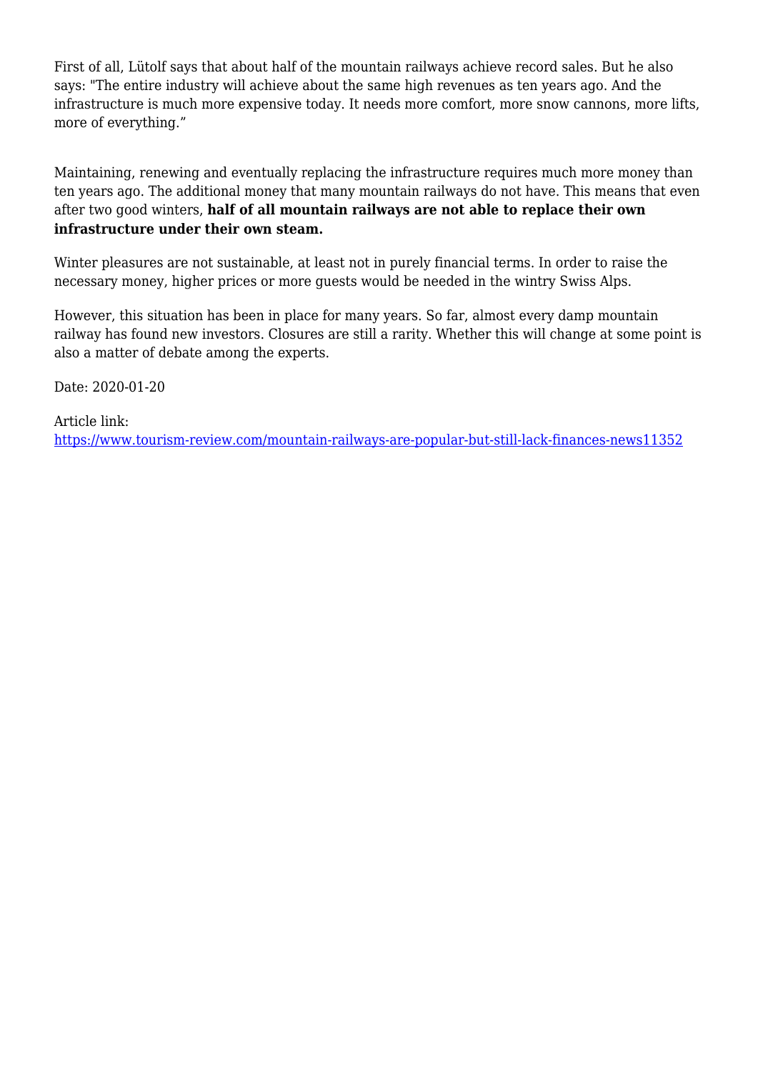First of all, Lütolf says that about half of the mountain railways achieve record sales. But he also says: "The entire industry will achieve about the same high revenues as ten years ago. And the infrastructure is much more expensive today. It needs more comfort, more snow cannons, more lifts, more of everything."

Maintaining, renewing and eventually replacing the infrastructure requires much more money than ten years ago. The additional money that many mountain railways do not have. This means that even after two good winters, **half of all mountain railways are not able to replace their own infrastructure under their own steam.**

Winter pleasures are not sustainable, at least not in purely financial terms. In order to raise the necessary money, higher prices or more guests would be needed in the wintry Swiss Alps.

However, this situation has been in place for many years. So far, almost every damp mountain railway has found new investors. Closures are still a rarity. Whether this will change at some point is also a matter of debate among the experts.

Date: 2020-01-20

Article link:
https://www.tourism-review.com/mountain-railways-are-popular-but-still-lack-finances-news11352